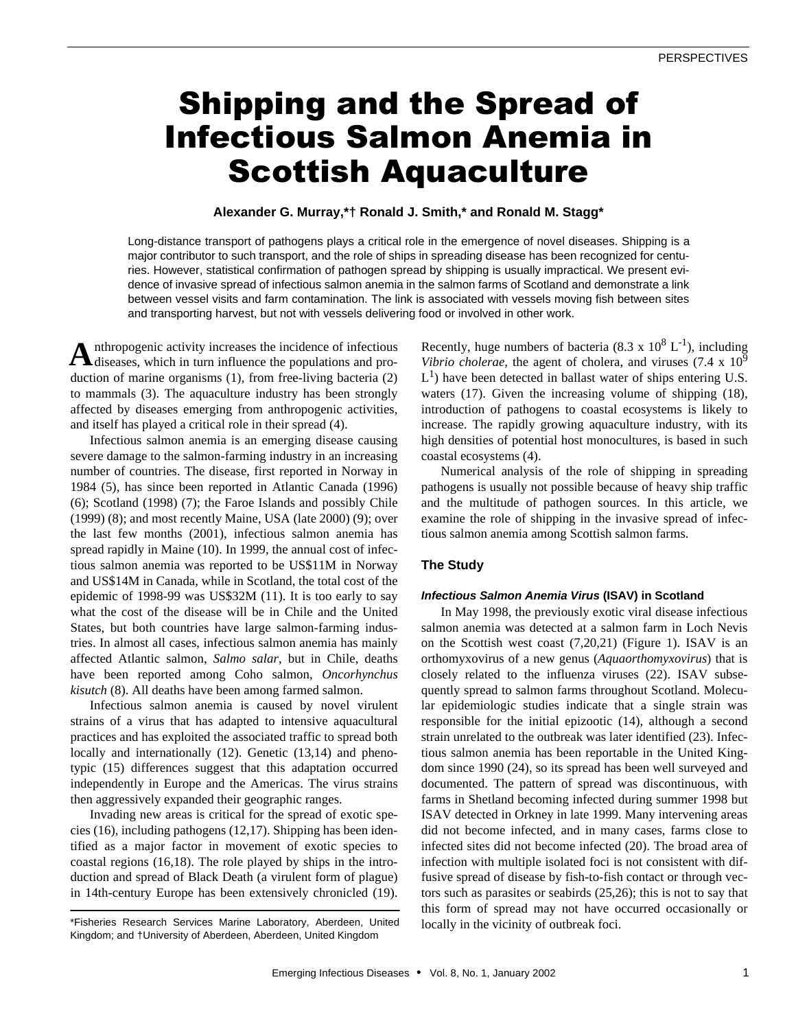# Shipping and the Spread of Infectious Salmon Anemia in Scottish Aquaculture

**Alexander G. Murray,*† Ronald J. Smith,* and Ronald M. Stagg***

Long-distance transport of pathogens plays a critical role in the emergence of novel diseases. Shipping is a major contributor to such transport, and the role of ships in spreading disease has been recognized for centuries. However, statistical confirmation of pathogen spread by shipping is usually impractical. We present evidence of invasive spread of infectious salmon anemia in the salmon farms of Scotland and demonstrate a link between vessel visits and farm contamination. The link is associated with vessels moving fish between sites and transporting harvest, but not with vessels delivering food or involved in other work.

Anthropogenic activity increases the incidence of infectious diseases, which in turn influence the populations and production of marine organisms (1), from free-living bacteria (2) to mammals (3). The aquaculture industry has been strongly affected by diseases emerging from anthropogenic activities, and itself has played a critical role in their spread (4).

Infectious salmon anemia is an emerging disease causing severe damage to the salmon-farming industry in an increasing number of countries. The disease, first reported in Norway in 1984 (5), has since been reported in Atlantic Canada (1996) (6); Scotland (1998) (7); the Faroe Islands and possibly Chile (1999) (8); and most recently Maine, USA (late 2000) (9); over the last few months (2001), infectious salmon anemia has spread rapidly in Maine (10). In 1999, the annual cost of infectious salmon anemia was reported to be US$11M in Norway and US$14M in Canada, while in Scotland, the total cost of the epidemic of 1998-99 was US$32M (11). It is too early to say what the cost of the disease will be in Chile and the United States, but both countries have large salmon-farming industries. In almost all cases, infectious salmon anemia has mainly affected Atlantic salmon, *Salmo salar*, but in Chile, deaths have been reported among Coho salmon, *Oncorhynchus kisutch* (8). All deaths have been among farmed salmon.

Infectious salmon anemia is caused by novel virulent strains of a virus that has adapted to intensive aquacultural practices and has exploited the associated traffic to spread both locally and internationally (12). Genetic (13,14) and phenotypic (15) differences suggest that this adaptation occurred independently in Europe and the Americas. The virus strains then aggressively expanded their geographic ranges.

Invading new areas is critical for the spread of exotic species (16), including pathogens (12,17). Shipping has been identified as a major factor in movement of exotic species to coastal regions (16,18). The role played by ships in the introduction and spread of Black Death (a virulent form of plague) in 14th-century Europe has been extensively chronicled (19). Recently, huge numbers of bacteria ($8.3 \times 10^{8}$ $L^{-1}$), including *Vibrio cholerae*, the agent of cholera, and viruses ($7.4 \times 10^{9}$ $L^{1}$) have been detected in ballast water of ships entering U.S. waters (17). Given the increasing volume of shipping (18), introduction of pathogens to coastal ecosystems is likely to increase. The rapidly growing aquaculture industry, with its high densities of potential host monocultures, is based in such coastal ecosystems (4).

Numerical analysis of the role of shipping in spreading pathogens is usually not possible because of heavy ship traffic and the multitude of pathogen sources. In this article, we examine the role of shipping in the invasive spread of infectious salmon anemia among Scottish salmon farms.

## The Study

### *Infectious Salmon Anemia Virus* (ISAV) in Scotland

In May 1998, the previously exotic viral disease infectious salmon anemia was detected at a salmon farm in Loch Nevis on the Scottish west coast (7,20,21) (Figure 1). ISAV is an orthomyxovirus of a new genus (*Aquaorthomyxovirus*) that is closely related to the influenza viruses (22). ISAV subsequently spread to salmon farms throughout Scotland. Molecular epidemiologic studies indicate that a single strain was responsible for the initial epizootic (14), although a second strain unrelated to the outbreak was later identified (23). Infectious salmon anemia has been reportable in the United Kingdom since 1990 (24), so its spread has been well surveyed and documented. The pattern of spread was discontinuous, with farms in Shetland becoming infected during summer 1998 but ISAV detected in Orkney in late 1999. Many intervening areas did not become infected, and in many cases, farms close to infected sites did not become infected (20). The broad area of infection with multiple isolated foci is not consistent with diffusive spread of disease by fish-to-fish contact or through vectors such as parasites or seabirds (25,26); this is not to say that this form of spread may not have occurred occasionally or locally in the vicinity of outbreak foci.

*Fisheries Research Services Marine Laboratory, Aberdeen, United Kingdom; and †University of Aberdeen, Aberdeen, United Kingdom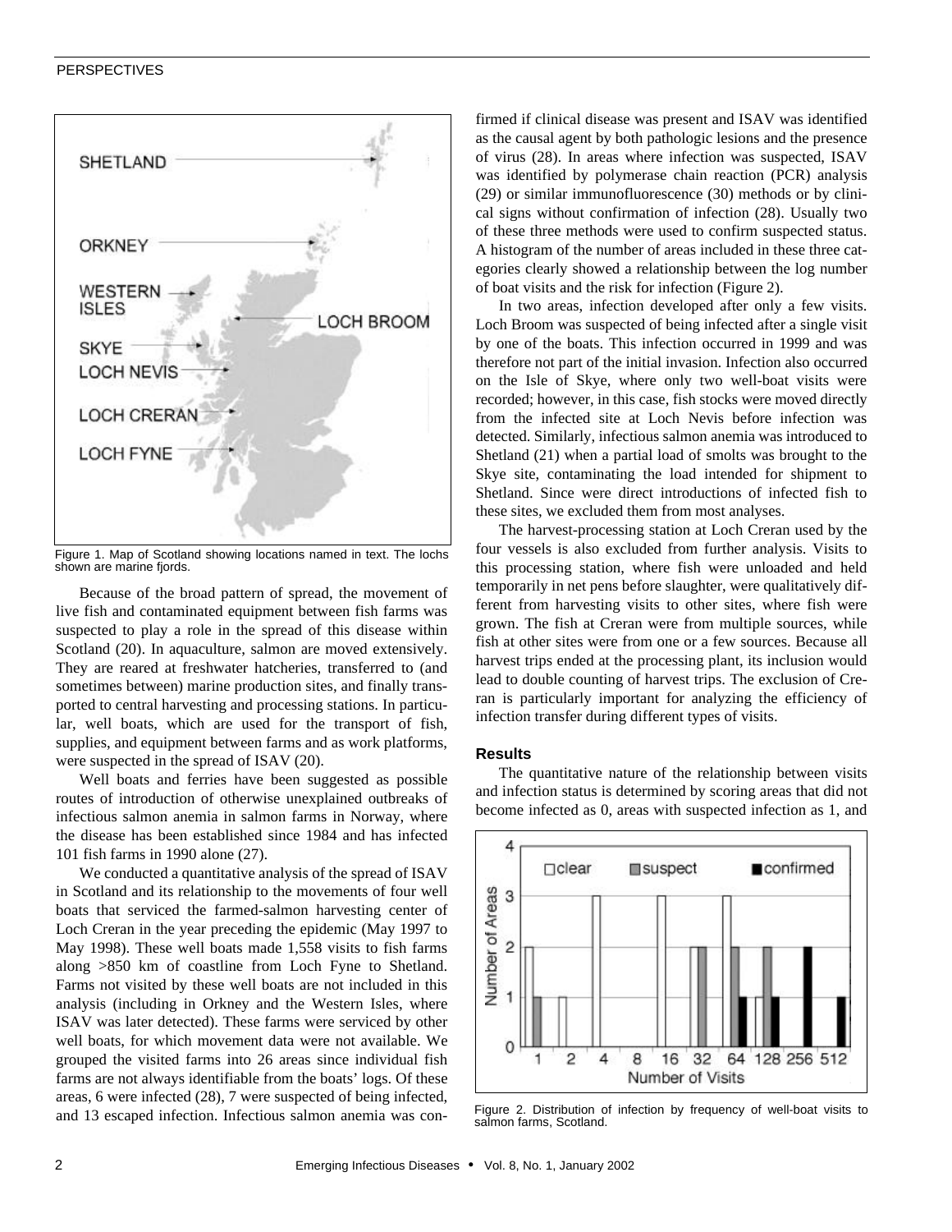Figure 1. Map of Scotland showing locations named in text. The lochs shown are marine fjords.

Because of the broad pattern of spread, the movement of live fish and contaminated equipment between fish farms was suspected to play a role in the spread of this disease within Scotland (20). In aquaculture, salmon are moved extensively. They are reared at freshwater hatcheries, transferred to (and sometimes between) marine production sites, and finally transported to central harvesting and processing stations. In particular, well boats, which are used for the transport of fish, supplies, and equipment between farms and as work platforms, were suspected in the spread of ISAV (20).

Well boats and ferries have been suggested as possible routes of introduction of otherwise unexplained outbreaks of infectious salmon anemia in salmon farms in Norway, where the disease has been established since 1984 and has infected 101 fish farms in 1990 alone (27).

We conducted a quantitative analysis of the spread of ISAV in Scotland and its relationship to the movements of four well boats that serviced the farmed-salmon harvesting center of Loch Creran in the year preceding the epidemic (May 1997 to May 1998). These well boats made 1,558 visits to fish farms along >850 km of coastline from Loch Fyne to Shetland. Farms not visited by these well boats are not included in this analysis (including in Orkney and the Western Isles, where ISAV was later detected). These farms were serviced by other well boats, for which movement data were not available. We grouped the visited farms into 26 areas since individual fish farms are not always identifiable from the boats' logs. Of these areas, 6 were infected (28), 7 were suspected of being infected, and 13 escaped infection. Infectious salmon anemia was confirmed if clinical disease was present and ISAV was identified as the causal agent by both pathologic lesions and the presence of virus (28). In areas where infection was suspected, ISAV was identified by polymerase chain reaction (PCR) analysis (29) or similar immunofluorescence (30) methods or by clinical signs without confirmation of infection (28). Usually two of these three methods were used to confirm suspected status. A histogram of the number of areas included in these three categories clearly showed a relationship between the log number of boat visits and the risk for infection (Figure 2).

In two areas, infection developed after only a few visits. Loch Broom was suspected of being infected after a single visit by one of the boats. This infection occurred in 1999 and was therefore not part of the initial invasion. Infection also occurred on the Isle of Skye, where only two well-boat visits were recorded; however, in this case, fish stocks were moved directly from the infected site at Loch Nevis before infection was detected. Similarly, infectious salmon anemia was introduced to Shetland (21) when a partial load of smolts was brought to the Skye site, contaminating the load intended for shipment to Shetland. Since were direct introductions of infected fish to these sites, we excluded them from most analyses.

The harvest-processing station at Loch Creran used by the four vessels is also excluded from further analysis. Visits to this processing station, where fish were unloaded and held temporarily in net pens before slaughter, were qualitatively different from harvesting visits to other sites, where fish were grown. The fish at Creran were from multiple sources, while fish at other sites were from one or a few sources. Because all harvest trips ended at the processing plant, its inclusion would lead to double counting of harvest trips. The exclusion of Creran is particularly important for analyzing the efficiency of infection transfer during different types of visits.

## Results

The quantitative nature of the relationship between visits and infection status is determined by scoring areas that did not become infected as 0, areas with suspected infection as 1, and

Figure 2. Distribution of infection by frequency of well-boat visits to salmon farms, Scotland.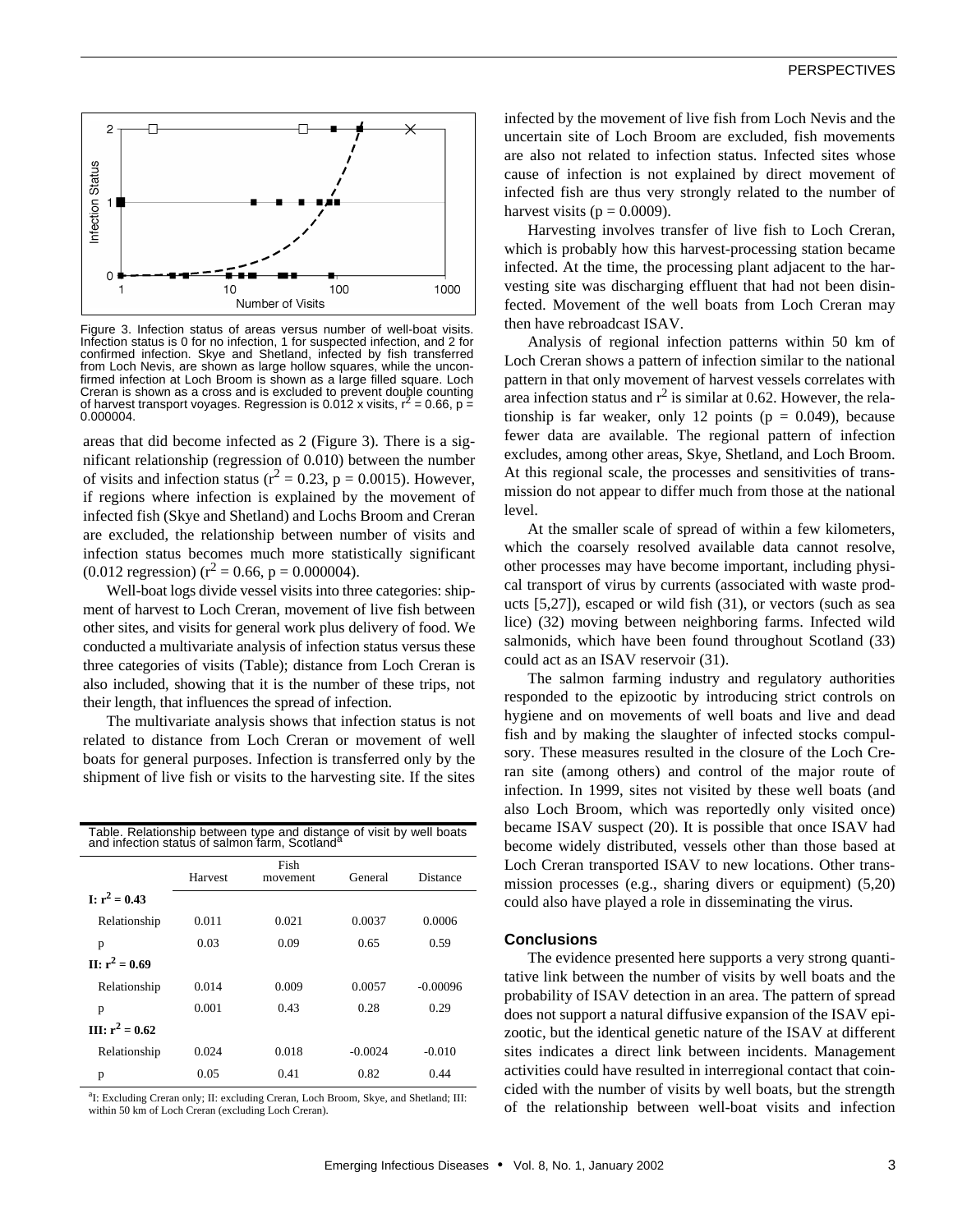Figure 3. Infection status of areas versus number of well-boat visits. Infection status is 0 for no infection, 1 for suspected infection, and 2 for confirmed infection. Skye and Shetland, infected by fish transferred from Loch Nevis, are shown as large hollow squares, while the unconfirmed infection at Loch Broom is shown as a large filled square. Loch Creran is shown as a cross and is excluded to prevent double counting of harvest transport voyages. Regression is 0.012 x visits, $r^2 = 0.66$, $p = 0.000004$.

areas that did become infected as 2 (Figure 3). There is a significant relationship (regression of 0.010) between the number of visits and infection status ($r^2 = 0.23$, $p = 0.0015$). However, if regions where infection is explained by the movement of infected fish (Skye and Shetland) and Lochs Broom and Creran are excluded, the relationship between number of visits and infection status becomes much more statistically significant (0.012 regression) ($r^2 = 0.66$, $p = 0.000004$).

Well-boat logs divide vessel visits into three categories: shipment of harvest to Loch Creran, movement of live fish between other sites, and visits for general work plus delivery of food. We conducted a multivariate analysis of infection status versus these three categories of visits (Table); distance from Loch Creran is also included, showing that it is the number of these trips, not their length, that influences the spread of infection.

The multivariate analysis shows that infection status is not related to distance from Loch Creran or movement of well boats for general purposes. Infection is transferred only by the shipment of live fish or visits to the harvesting site. If the sites infected by the movement of live fish from Loch Nevis and the uncertain site of Loch Broom are excluded, fish movements are also not related to infection status. Infected sites whose cause of infection is not explained by direct movement of infected fish are thus very strongly related to the number of harvest visits ($p = 0.0009$).

Harvesting involves transfer of live fish to Loch Creran, which is probably how this harvest-processing station became infected. At the time, the processing plant adjacent to the harvesting site was discharging effluent that had not been disinfected. Movement of the well boats from Loch Creran may then have rebroadcast ISAV.

Analysis of regional infection patterns within 50 km of Loch Creran shows a pattern of infection similar to the national pattern in that only movement of harvest vessels correlates with area infection status and $r^2$ is similar at 0.62. However, the relationship is far weaker, only 12 points ($p = 0.049$), because fewer data are available. The regional pattern of infection excludes, among other areas, Skye, Shetland, and Loch Broom. At this regional scale, the processes and sensitivities of transmission do not appear to differ much from those at the national level.

At the smaller scale of spread of within a few kilometers, which the coarsely resolved available data cannot resolve, other processes may have become important, including physical transport of virus by currents (associated with waste products [5,27]), escaped or wild fish (31), or vectors (such as sea lice) (32) moving between neighboring farms. Infected wild salmonids, which have been found throughout Scotland (33) could act as an ISAV reservoir (31).

The salmon farming industry and regulatory authorities responded to the epizootic by introducing strict controls on hygiene and on movements of well boats and live and dead fish and by making the slaughter of infected stocks compulsory. These measures resulted in the closure of the Loch Creran site (among others) and control of the major route of infection. In 1999, sites not visited by these well boats (and also Loch Broom, which was reportedly only visited once) became ISAV suspect (20). It is possible that once ISAV had become widely distributed, vessels other than those based at Loch Creran transported ISAV to new locations. Other transmission processes (e.g., sharing divers or equipment) (5,20) could also have played a role in disseminating the virus.

Table. Relationship between type and distance of visit by well boats and infection status of salmon farm, Scotland[a]

| | Harvest | Fish movement | General | Distance |
|---|---|---|---|---|
| **I: $r^2 = 0.43$** | | | | |
| Relationship | 0.011 | 0.021 | 0.0037 | 0.0006 |
| p | 0.03 | 0.09 | 0.65 | 0.59 |
| **II: $r^2 = 0.69$** | | | | |
| Relationship | 0.014 | 0.009 | 0.0057 | -0.00096 |
| p | 0.001 | 0.43 | 0.28 | 0.29 |
| **III: $r^2 = 0.62$** | | | | |
| Relationship | 0.024 | 0.018 | -0.0024 | -0.010 |
| p | 0.05 | 0.41 | 0.82 | 0.44 |

[a]I: Excluding Creran only; II: excluding Creran, Loch Broom, Skye, and Shetland; III: within 50 km of Loch Creran (excluding Loch Creran).

## Conclusions

The evidence presented here supports a very strong quantitative link between the number of visits by well boats and the probability of ISAV detection in an area. The pattern of spread does not support a natural diffusive expansion of the ISAV epizootic, but the identical genetic nature of the ISAV at different sites indicates a direct link between incidents. Management activities could have resulted in interregional contact that coincided with the number of visits by well boats, but the strength of the relationship between well-boat visits and infection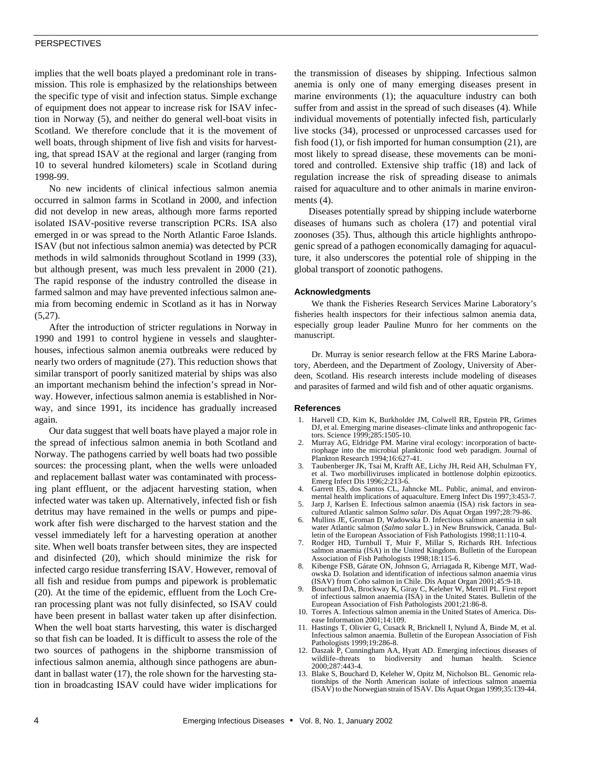implies that the well boats played a predominant role in transmission. This role is emphasized by the relationships between the specific type of visit and infection status. Simple exchange of equipment does not appear to increase risk for ISAV infection in Norway (5), and neither do general well-boat visits in Scotland. We therefore conclude that it is the movement of well boats, through shipment of live fish and visits for harvesting, that spread ISAV at the regional and larger (ranging from 10 to several hundred kilometers) scale in Scotland during 1998-99.

No new incidents of clinical infectious salmon anemia occurred in salmon farms in Scotland in 2000, and infection did not develop in new areas, although more farms reported isolated ISAV-positive reverse transcription PCRs. ISA also emerged in or was spread to the North Atlantic Faroe Islands. ISAV (but not infectious salmon anemia) was detected by PCR methods in wild salmonids throughout Scotland in 1999 (33), but although present, was much less prevalent in 2000 (21). The rapid response of the industry controlled the disease in farmed salmon and may have prevented infectious salmon anemia from becoming endemic in Scotland as it has in Norway (5,27).

After the introduction of stricter regulations in Norway in 1990 and 1991 to control hygiene in vessels and slaughterhouses, infectious salmon anemia outbreaks were reduced by nearly two orders of magnitude (27). This reduction shows that similar transport of poorly sanitized material by ships was also an important mechanism behind the infection's spread in Norway. However, infectious salmon anemia is established in Norway, and since 1991, its incidence has gradually increased again.

Our data suggest that well boats have played a major role in the spread of infectious salmon anemia in both Scotland and Norway. The pathogens carried by well boats had two possible sources: the processing plant, when the wells were unloaded and replacement ballast water was contaminated with processing plant effluent, or the adjacent harvesting station, when infected water was taken up. Alternatively, infected fish or fish detritus may have remained in the wells or pumps and pipework after fish were discharged to the harvest station and the vessel immediately left for a harvesting operation at another site. When well boats transfer between sites, they are inspected and disinfected (20), which should minimize the risk for infected cargo residue transferring ISAV. However, removal of all fish and residue from pumps and pipework is problematic (20). At the time of the epidemic, effluent from the Loch Creran processing plant was not fully disinfected, so ISAV could have been present in ballast water taken up after disinfection. When the well boat starts harvesting, this water is discharged so that fish can be loaded. It is difficult to assess the role of the two sources of pathogens in the shipborne transmission of infectious salmon anemia, although since pathogens are abundant in ballast water (17), the role shown for the harvesting station in broadcasting ISAV could have wider implications for the transmission of diseases by shipping. Infectious salmon anemia is only one of many emerging diseases present in marine environments (1); the aquaculture industry can both suffer from and assist in the spread of such diseases (4). While individual movements of potentially infected fish, particularly live stocks (34), processed or unprocessed carcasses used for fish food (1), or fish imported for human consumption (21), are most likely to spread disease, these movements can be monitored and controlled. Extensive ship traffic (18) and lack of regulation increase the risk of spreading disease to animals raised for aquaculture and to other animals in marine environments (4).

Diseases potentially spread by shipping include waterborne diseases of humans such as cholera (17) and potential viral zoonoses (35). Thus, although this article highlights anthropogenic spread of a pathogen economically damaging for aquaculture, it also underscores the potential role of shipping in the global transport of zoonotic pathogens.

### Acknowledgments

We thank the Fisheries Research Services Marine Laboratory's fisheries health inspectors for their infectious salmon anemia data, especially group leader Pauline Munro for her comments on the manuscript.

Dr. Murray is senior research fellow at the FRS Marine Laboratory, Aberdeen, and the Department of Zoology, University of Aberdeen, Scotland. His research interests include modeling of diseases and parasites of farmed and wild fish and of other aquatic organisms.

### References

1. Harvell CD, Kim K, Burkholder JM, Colwell RR, Epstein PR, Grimes DJ, et al. Emerging marine diseases–climate links and anthropogenic factors. Science 1999;285:1505-10.
2. Murray AG, Eldridge PM. Marine viral ecology: incorporation of bacteriophage into the microbial planktonic food web paradigm. Journal of Plankton Research 1994;16:627-41.
3. Taubenberger JK, Tsai M, Krafft AE, Lichy JH, Reid AH, Schulman FY, et al. Two morbilliviruses implicated in bottlenose dolphin epizootics. Emerg Infect Dis 1996;2:213-6.
4. Garrett ES, dos Santos CL, Jahncke ML. Public, animal, and environmental health implications of aquaculture. Emerg Infect Dis 1997;3:453-7.
5. Jarp J, Karlsen E. Infectious salmon anaemia (ISA) risk factors in sea-cultured Atlantic salmon *Salmo salar*. Dis Aquat Organ 1997;28:79-86.
6. Mullins JE, Groman D, Wadowska D. Infectious salmon anaemia in salt water Atlantic salmon (*Salmo salar* L.) in New Brunswick, Canada. Bulletin of the European Association of Fish Pathologists 1998;11:110-4.
7. Rodger HD, Turnbull T, Muir F, Millar S, Richards RH. Infectious salmon anaemia (ISA) in the United Kingdom. Bulletin of the European Association of Fish Pathologists 1998;18:115-6.
8. Kibenge FSB, Gárate ON, Johnson G, Arriagada R, Kibenge MJT, Wadowska D. Isolation and identification of infectious salmon anaemia virus (ISAV) from Coho salmon in Chile. Dis Aquat Organ 2001;45:9-18.
9. Bouchard DA, Brockway K, Giray C, Keleher W, Merrill PL. First report of infectious salmon anaemia (ISA) in the United States. Bulletin of the European Association of Fish Pathologists 2001;21:86-8.
10. Torres A. Infectious salmon anemia in the United States of America. Disease Information 2001;14:109.
11. Hastings T, Olivier G, Cusack R, Bricknell I, Nylund Å, Binde M, et al. Infectious salmon anaemia. Bulletin of the European Association of Fish Pathologists 1999;19:286-8.
12. Daszak P, Cunningham AA, Hyatt AD. Emerging infectious diseases of wildlife–threats to biodiversity and human health. Science 2000;287:443-4.
13. Blake S, Bouchard D, Keleher W, Opitz M, Nicholson BL. Genomic relationships of the North American isolate of infectious salmon anaemia (ISAV) to the Norwegian strain of ISAV. Dis Aquat Organ 1999;35:139-44.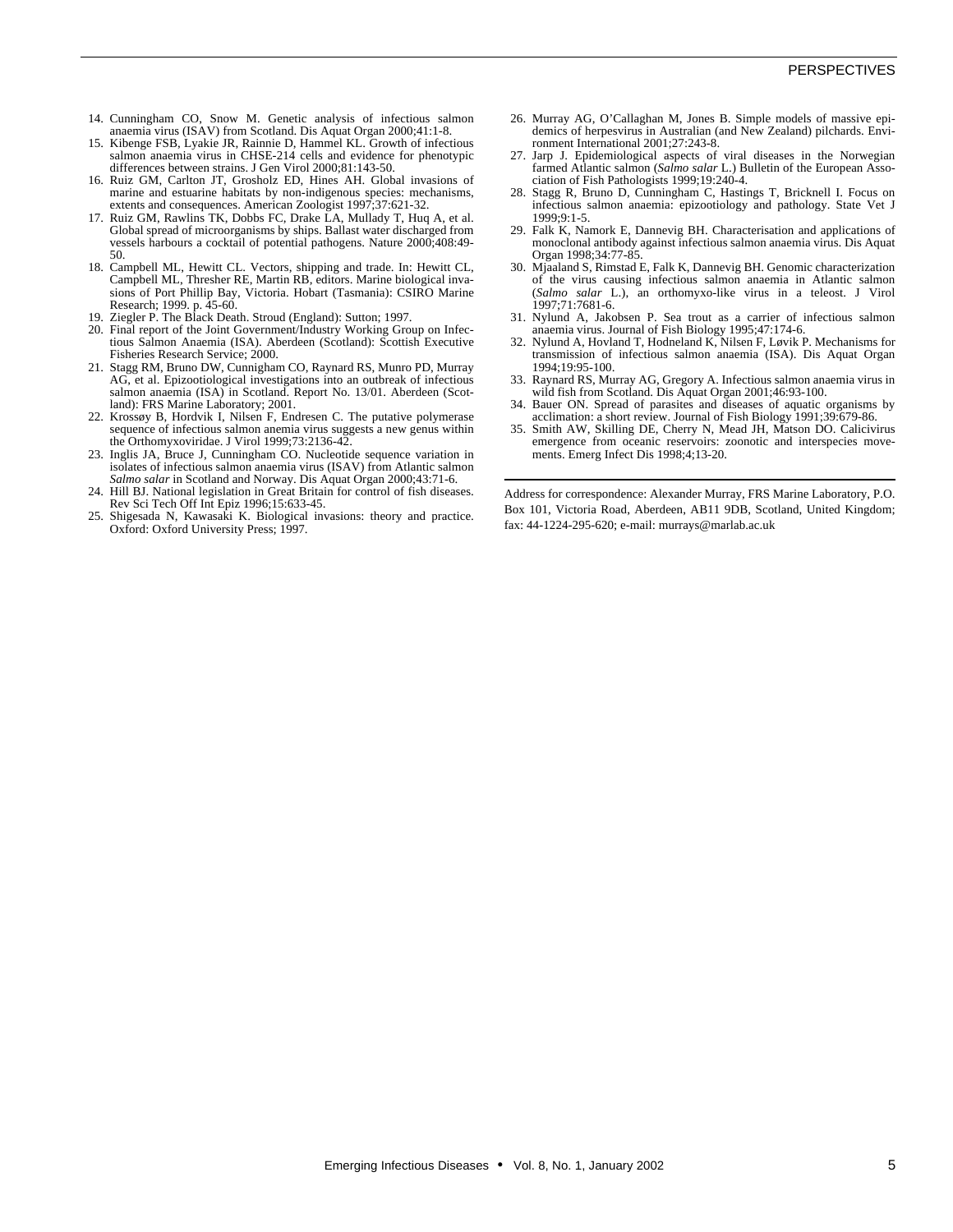14. Cunningham CO, Snow M. Genetic analysis of infectious salmon anaemia virus (ISAV) from Scotland. Dis Aquat Organ 2000;41:1-8.
15. Kibenge FSB, Lyakie JR, Rainnie D, Hammel KL. Growth of infectious salmon anaemia virus in CHSE-214 cells and evidence for phenotypic differences between strains. J Gen Virol 2000;81:143-50.
16. Ruiz GM, Carlton JT, Grosholz ED, Hines AH. Global invasions of marine and estuarine habitats by non-indigenous species: mechanisms, extents and consequences. American Zoologist 1997;37:621-32.
17. Ruiz GM, Rawlins TK, Dobbs FC, Drake LA, Mullady T, Huq A, et al. Global spread of microorganisms by ships. Ballast water discharged from vessels harbours a cocktail of potential pathogens. Nature 2000;408:49-50.
18. Campbell ML, Hewitt CL. Vectors, shipping and trade. In: Hewitt CL, Campbell ML, Thresher RE, Martin RB, editors. Marine biological invasions of Port Phillip Bay, Victoria. Hobart (Tasmania): CSIRO Marine Research; 1999. p. 45-60.
19. Ziegler P. The Black Death. Stroud (England): Sutton; 1997.
20. Final report of the Joint Government/Industry Working Group on Infectious Salmon Anaemia (ISA). Aberdeen (Scotland): Scottish Executive Fisheries Research Service; 2000.
21. Stagg RM, Bruno DW, Cunnigham CO, Raynard RS, Munro PD, Murray AG, et al. Epizootiological investigations into an outbreak of infectious salmon anaemia (ISA) in Scotland. Report No. 13/01. Aberdeen (Scotland): FRS Marine Laboratory; 2001.
22. Krossøy B, Hordvik I, Nilsen F, Endresen C. The putative polymerase sequence of infectious salmon anemia virus suggests a new genus within the Orthomyxoviridae. J Virol 1999;73:2136-42.
23. Inglis JA, Bruce J, Cunningham CO. Nucleotide sequence variation in isolates of infectious salmon anaemia virus (ISAV) from Atlantic salmon *Salmo salar* in Scotland and Norway. Dis Aquat Organ 2000;43:71-6.
24. Hill BJ. National legislation in Great Britain for control of fish diseases. Rev Sci Tech Off Int Epiz 1996;15:633-45.
25. Shigesada N, Kawasaki K. Biological invasions: theory and practice. Oxford: Oxford University Press; 1997.
26. Murray AG, O'Callaghan M, Jones B. Simple models of massive epidemics of herpesvirus in Australian (and New Zealand) pilchards. Environment International 2001;27:243-8.
27. Jarp J. Epidemiological aspects of viral diseases in the Norwegian farmed Atlantic salmon (*Salmo salar* L.) Bulletin of the European Association of Fish Pathologists 1999;19:240-4.
28. Stagg R, Bruno D, Cunningham C, Hastings T, Bricknell I. Focus on infectious salmon anaemia: epizootiology and pathology. State Vet J 1999;9:1-5.
29. Falk K, Namork E, Dannevig BH. Characterisation and applications of monoclonal antibody against infectious salmon anaemia virus. Dis Aquat Organ 1998;34:77-85.
30. Mjaaland S, Rimstad E, Falk K, Dannevig BH. Genomic characterization of the virus causing infectious salmon anaemia in Atlantic salmon (*Salmo salar* L.), an orthomyxo-like virus in a teleost. J Virol 1997;71:7681-6.
31. Nylund A, Jakobsen P. Sea trout as a carrier of infectious salmon anaemia virus. Journal of Fish Biology 1995;47:174-6.
32. Nylund A, Hovland T, Hodneland K, Nilsen F, Løvik P. Mechanisms for transmission of infectious salmon anaemia (ISA). Dis Aquat Organ 1994;19:95-100.
33. Raynard RS, Murray AG, Gregory A. Infectious salmon anaemia virus in wild fish from Scotland. Dis Aquat Organ 2001;46:93-100.
34. Bauer ON. Spread of parasites and diseases of aquatic organisms by acclimation: a short review. Journal of Fish Biology 1991;39:679-86.
35. Smith AW, Skilling DE, Cherry N, Mead JH, Matson DO. Calicivirus emergence from oceanic reservoirs: zoonotic and interspecies movements. Emerg Infect Dis 1998;4;13-20.

Address for correspondence: Alexander Murray, FRS Marine Laboratory, P.O. Box 101, Victoria Road, Aberdeen, AB11 9DB, Scotland, United Kingdom; fax: 44-1224-295-620; e-mail: murrays@marlab.ac.uk